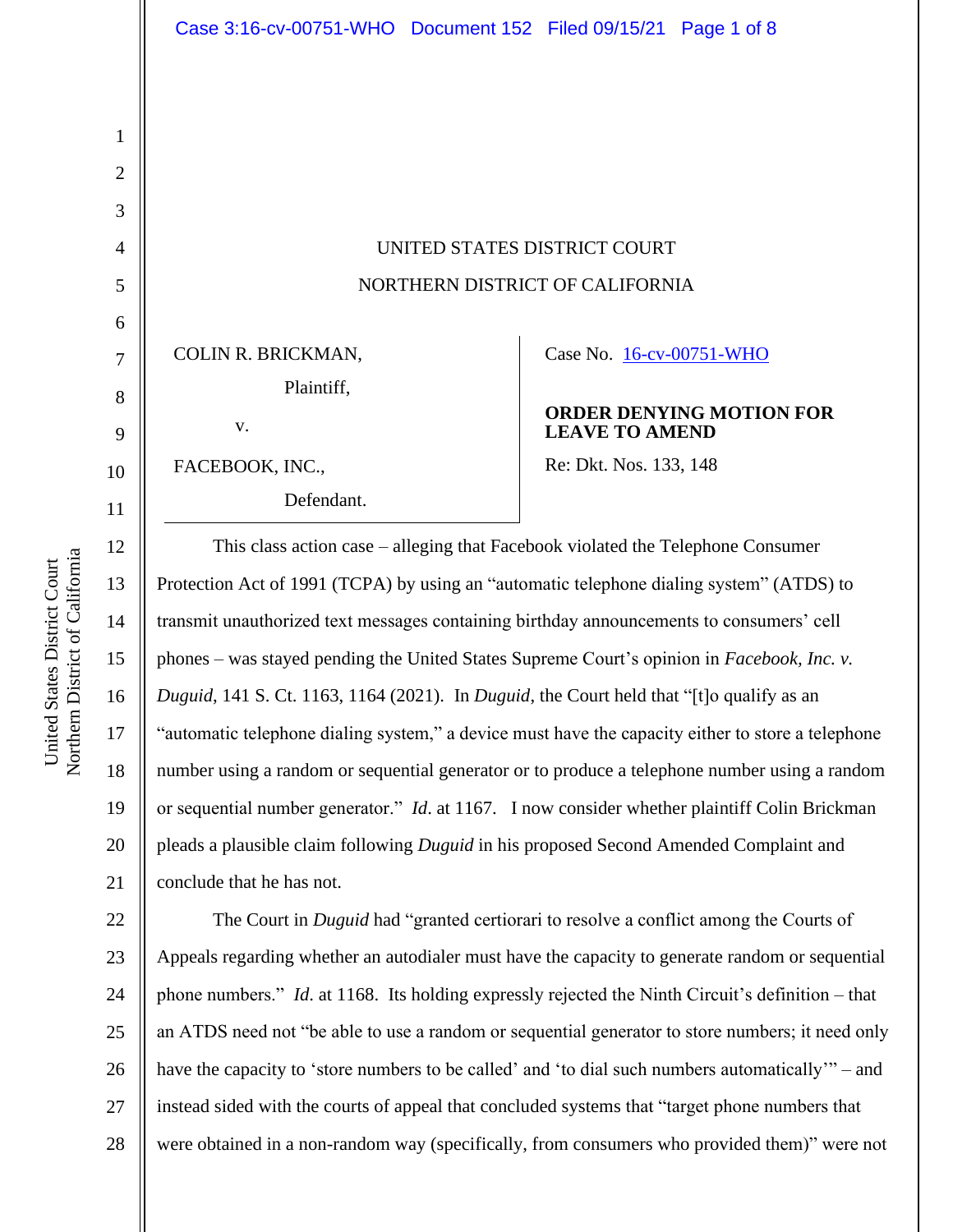UNITED STATES DISTRICT COURT

NORTHERN DISTRICT OF CALIFORNIA

COLIN R. BRICKMAN,

Plaintiff,

v.

FACEBOOK, INC.,

Defendant.

Case No. 16-cv-00751-WHO

**ORDER DENYING MOTION FOR LEAVE TO AMEND**

Re: Dkt. Nos. 133, 148

This class action case – alleging that Facebook violated the Telephone Consumer Protection Act of 1991 (TCPA) by using an "automatic telephone dialing system" (ATDS) to transmit unauthorized text messages containing birthday announcements to consumers' cell phones – was stayed pending the United States Supreme Court's opinion in *Facebook, Inc. v. Duguid*, 141 S. Ct. 1163, 1164 (2021). In *Duguid*, the Court held that "[t]o qualify as an "automatic telephone dialing system," a device must have the capacity either to store a telephone number using a random or sequential generator or to produce a telephone number using a random or sequential number generator." *Id*. at 1167. I now consider whether plaintiff Colin Brickman pleads a plausible claim following *Duguid* in his proposed Second Amended Complaint and conclude that he has not.

The Court in *Duguid* had "granted certiorari to resolve a conflict among the Courts of Appeals regarding whether an autodialer must have the capacity to generate random or sequential phone numbers." *Id.* at 1168. Its holding expressly rejected the Ninth Circuit's definition – that an ATDS need not "be able to use a random or sequential generator to store numbers; it need only have the capacity to 'store numbers to be called' and 'to dial such numbers automatically'" – and instead sided with the courts of appeal that concluded systems that "target phone numbers that were obtained in a non-random way (specifically, from consumers who provided them)" were not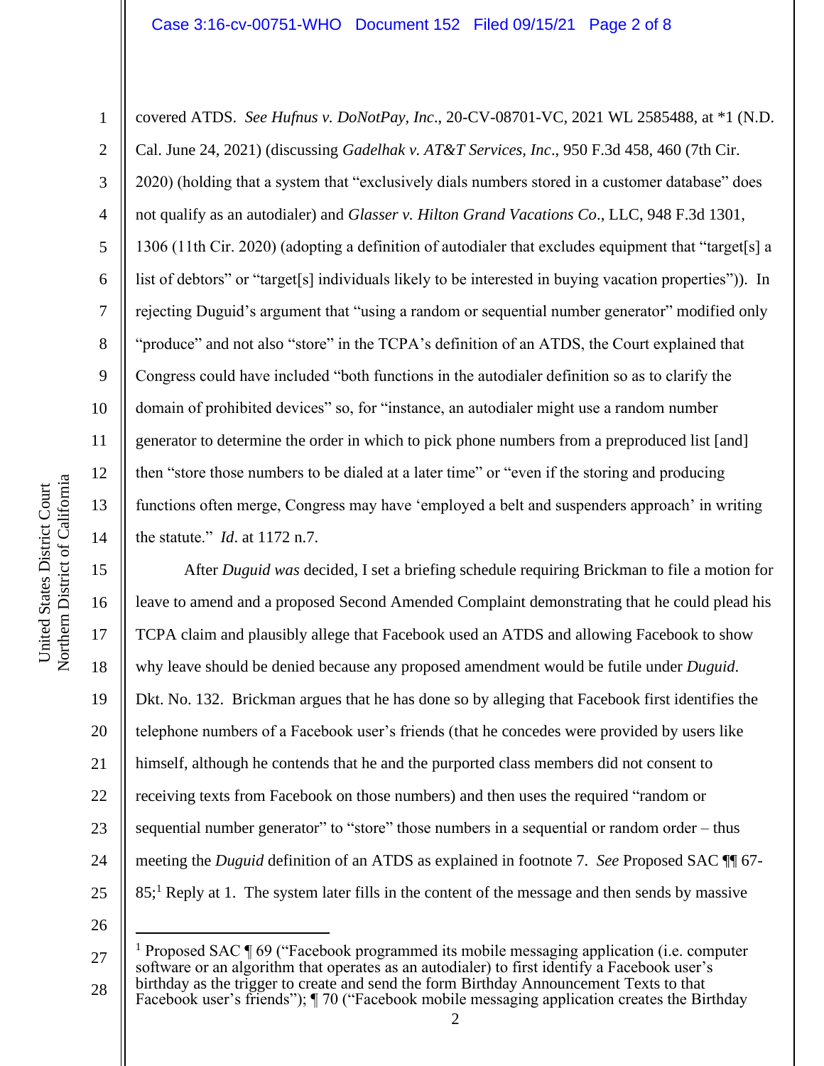covered ATDS. *See Hufnus v. DoNotPay, Inc*., 20-CV-08701-VC, 2021 WL 2585488, at *1 (N.D. Cal. June 24, 2021) (discussing *Gadelhak v. AT&T Services, Inc*., 950 F.3d 458, 460 (7th Cir. 2020) (holding that a system that "exclusively dials numbers stored in a customer database" does not qualify as an autodialer) and *Glasser v. Hilton Grand Vacations Co*., LLC, 948 F.3d 1301, 1306 (11th Cir. 2020) (adopting a definition of autodialer that excludes equipment that "target[s] a list of debtors" or "target[s] individuals likely to be interested in buying vacation properties")). In rejecting Duguid's argument that "using a random or sequential number generator" modified only "produce" and not also "store" in the TCPA's definition of an ATDS, the Court explained that Congress could have included "both functions in the autodialer definition so as to clarify the domain of prohibited devices" so, for "instance, an autodialer might use a random number generator to determine the order in which to pick phone numbers from a preproduced list [and] then "store those numbers to be dialed at a later time" or "even if the storing and producing functions often merge, Congress may have 'employed a belt and suspenders approach' in writing the statute." *Id*. at 1172 n.7.

After *Duguid was* decided, I set a briefing schedule requiring Brickman to file a motion for leave to amend and a proposed Second Amended Complaint demonstrating that he could plead his TCPA claim and plausibly allege that Facebook used an ATDS and allowing Facebook to show why leave should be denied because any proposed amendment would be futile under *Duguid*. Dkt. No. 132. Brickman argues that he has done so by alleging that Facebook first identifies the telephone numbers of a Facebook user's friends (that he concedes were provided by users like himself, although he contends that he and the purported class members did not consent to receiving texts from Facebook on those numbers) and then uses the required "random or sequential number generator" to "store" those numbers in a sequential or random order – thus meeting the *Duguid* definition of an ATDS as explained in footnote 7. *See* Proposed SAC ¶¶ 67-85;[1] Reply at 1. The system later fills in the content of the message and then sends by massive

[1] Proposed SAC ¶ 69 ("Facebook programmed its mobile messaging application (i.e. computer software or an algorithm that operates as an autodialer) to first identify a Facebook user's birthday as the trigger to create and send the form Birthday Announcement Texts to that Facebook user's friends"); ¶ 70 ("Facebook mobile messaging application creates the Birthday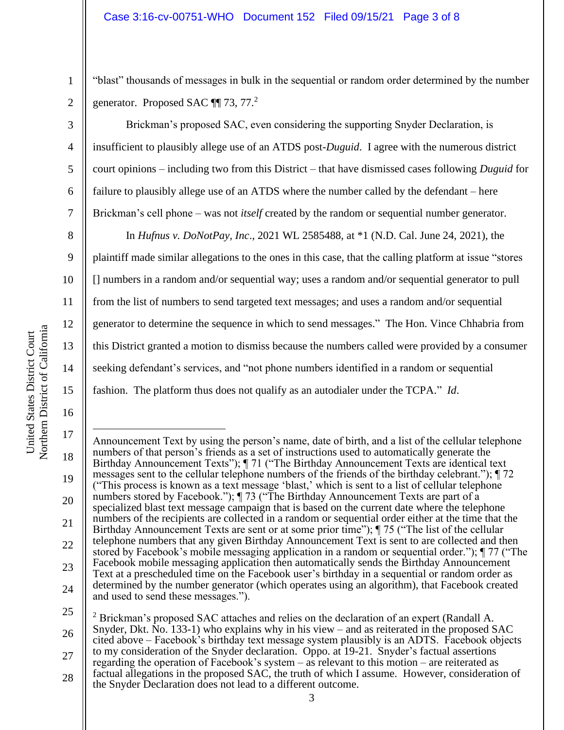"blast" thousands of messages in bulk in the sequential or random order determined by the number generator. Proposed SAC ¶¶ 73, 77.[2]

Brickman's proposed SAC, even considering the supporting Snyder Declaration, is insufficient to plausibly allege use of an ATDS post-*Duguid*. I agree with the numerous district court opinions – including two from this District – that have dismissed cases following *Duguid* for failure to plausibly allege use of an ATDS where the number called by the defendant – here Brickman's cell phone – was not *itself* created by the random or sequential number generator.

In *Hufnus v. DoNotPay, Inc*., 2021 WL 2585488, at *1 (N.D. Cal. June 24, 2021), the plaintiff made similar allegations to the ones in this case, that the calling platform at issue "stores [] numbers in a random and/or sequential way; uses a random and/or sequential generator to pull from the list of numbers to send targeted text messages; and uses a random and/or sequential generator to determine the sequence in which to send messages." The Hon. Vince Chhabria from this District granted a motion to dismiss because the numbers called were provided by a consumer seeking defendant's services, and "not phone numbers identified in a random or sequential fashion. The platform thus does not qualify as an autodialer under the TCPA." *Id*.

---

Announcement Text by using the person's name, date of birth, and a list of the cellular telephone numbers of that person's friends as a set of instructions used to automatically generate the Birthday Announcement Texts"); ¶ 71 ("The Birthday Announcement Texts are identical text messages sent to the cellular telephone numbers of the friends of the birthday celebrant."); ¶ 72 ("This process is known as a text message 'blast,' which is sent to a list of cellular telephone numbers stored by Facebook."); ¶ 73 ("The Birthday Announcement Texts are part of a specialized blast text message campaign that is based on the current date where the telephone numbers of the recipients are collected in a random or sequential order either at the time that the Birthday Announcement Texts are sent or at some prior time"); ¶ 75 ("The list of the cellular telephone numbers that any given Birthday Announcement Text is sent to are collected and then stored by Facebook's mobile messaging application in a random or sequential order."); ¶ 77 ("The Facebook mobile messaging application then automatically sends the Birthday Announcement Text at a prescheduled time on the Facebook user's birthday in a sequential or random order as determined by the number generator (which operates using an algorithm), that Facebook created and used to send these messages.").

[2] Brickman's proposed SAC attaches and relies on the declaration of an expert (Randall A. Snyder, Dkt. No. 133-1) who explains why in his view – and as reiterated in the proposed SAC cited above – Facebook's birthday text message system plausibly is an ADTS. Facebook objects to my consideration of the Snyder declaration. Oppo. at 19-21. Snyder's factual assertions regarding the operation of Facebook's system – as relevant to this motion – are reiterated as factual allegations in the proposed SAC, the truth of which I assume. However, consideration of the Snyder Declaration does not lead to a different outcome.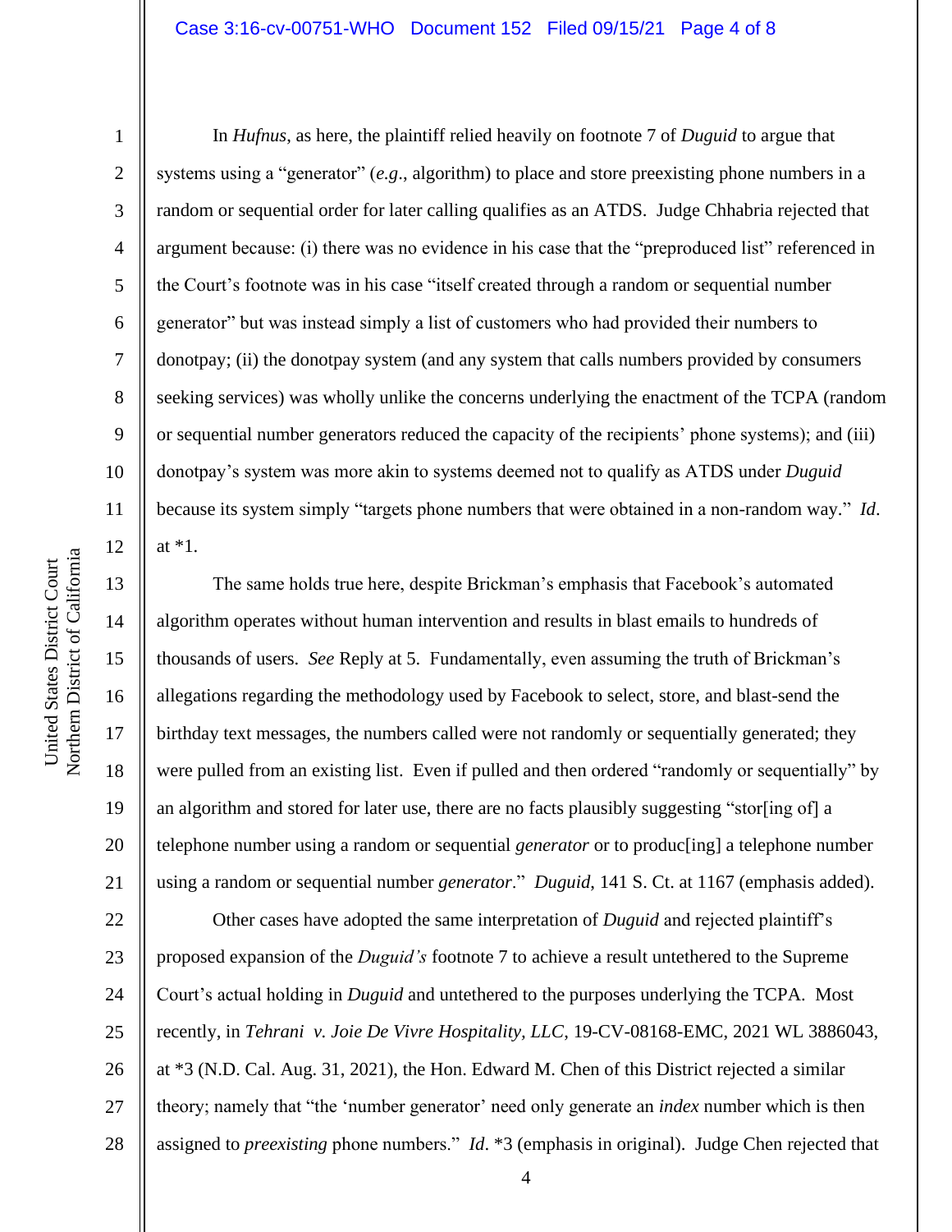In *Hufnus*, as here, the plaintiff relied heavily on footnote 7 of *Duguid* to argue that systems using a "generator" (*e.g*., algorithm) to place and store preexisting phone numbers in a random or sequential order for later calling qualifies as an ATDS. Judge Chhabria rejected that argument because: (i) there was no evidence in his case that the "preproduced list" referenced in the Court's footnote was in his case "itself created through a random or sequential number generator" but was instead simply a list of customers who had provided their numbers to donotpay; (ii) the donotpay system (and any system that calls numbers provided by consumers seeking services) was wholly unlike the concerns underlying the enactment of the TCPA (random or sequential number generators reduced the capacity of the recipients' phone systems); and (iii) donotpay's system was more akin to systems deemed not to qualify as ATDS under *Duguid* because its system simply "targets phone numbers that were obtained in a non-random way." *Id*. at *1.

The same holds true here, despite Brickman's emphasis that Facebook's automated algorithm operates without human intervention and results in blast emails to hundreds of thousands of users. *See* Reply at 5. Fundamentally, even assuming the truth of Brickman's allegations regarding the methodology used by Facebook to select, store, and blast-send the birthday text messages, the numbers called were not randomly or sequentially generated; they were pulled from an existing list. Even if pulled and then ordered "randomly or sequentially" by an algorithm and stored for later use, there are no facts plausibly suggesting "stor[ing of] a telephone number using a random or sequential *generator* or to produc[ing] a telephone number using a random or sequential number *generator*." *Duguid*, 141 S. Ct. at 1167 (emphasis added).

Other cases have adopted the same interpretation of *Duguid* and rejected plaintiff's proposed expansion of the *Duguid's* footnote 7 to achieve a result untethered to the Supreme Court's actual holding in *Duguid* and untethered to the purposes underlying the TCPA. Most recently, in *Tehrani v. Joie De Vivre Hospitality, LLC*, 19-CV-08168-EMC, 2021 WL 3886043, at *3 (N.D. Cal. Aug. 31, 2021), the Hon. Edward M. Chen of this District rejected a similar theory; namely that "the 'number generator' need only generate an *index* number which is then assigned to *preexisting* phone numbers." *Id*. *3 (emphasis in original). Judge Chen rejected that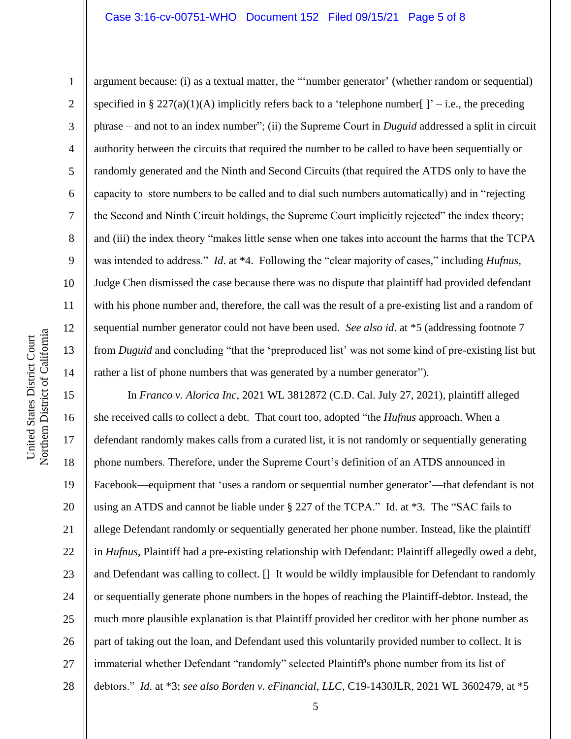argument because: (i) as a textual matter, the "'number generator' (whether random or sequential) specified in § 227(a)(1)(A) implicitly refers back to a 'telephone number[ ]' – i.e., the preceding phrase – and not to an index number"; (ii) the Supreme Court in *Duguid* addressed a split in circuit authority between the circuits that required the number to be called to have been sequentially or randomly generated and the Ninth and Second Circuits (that required the ATDS only to have the capacity to store numbers to be called and to dial such numbers automatically) and in "rejecting the Second and Ninth Circuit holdings, the Supreme Court implicitly rejected" the index theory; and (iii) the index theory "makes little sense when one takes into account the harms that the TCPA was intended to address." *Id*. at *4. Following the "clear majority of cases," including *Hufnus*, Judge Chen dismissed the case because there was no dispute that plaintiff had provided defendant with his phone number and, therefore, the call was the result of a pre-existing list and a random of sequential number generator could not have been used. *See also id*. at *5 (addressing footnote 7 from *Duguid* and concluding "that the 'preproduced list' was not some kind of pre-existing list but rather a list of phone numbers that was generated by a number generator").

In *Franco v. Alorica Inc*, 2021 WL 3812872 (C.D. Cal. July 27, 2021), plaintiff alleged she received calls to collect a debt. That court too, adopted "the *Hufnus* approach. When a defendant randomly makes calls from a curated list, it is not randomly or sequentially generating phone numbers. Therefore, under the Supreme Court's definition of an ATDS announced in Facebook—equipment that 'uses a random or sequential number generator'—that defendant is not using an ATDS and cannot be liable under § 227 of the TCPA." Id. at *3. The "SAC fails to allege Defendant randomly or sequentially generated her phone number. Instead, like the plaintiff in *Hufnus*, Plaintiff had a pre-existing relationship with Defendant: Plaintiff allegedly owed a debt, and Defendant was calling to collect. [] It would be wildly implausible for Defendant to randomly or sequentially generate phone numbers in the hopes of reaching the Plaintiff-debtor. Instead, the much more plausible explanation is that Plaintiff provided her creditor with her phone number as part of taking out the loan, and Defendant used this voluntarily provided number to collect. It is immaterial whether Defendant "randomly" selected Plaintiff's phone number from its list of debtors." *Id*. at *3; *see also Borden v. eFinancial, LLC*, C19-1430JLR, 2021 WL 3602479, at *5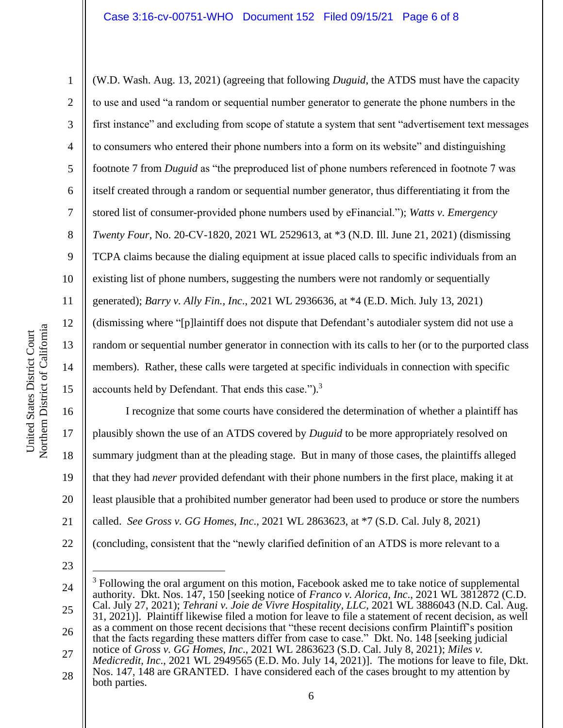(W.D. Wash. Aug. 13, 2021) (agreeing that following *Duguid*, the ATDS must have the capacity to use and used "a random or sequential number generator to generate the phone numbers in the first instance" and excluding from scope of statute a system that sent "advertisement text messages to consumers who entered their phone numbers into a form on its website" and distinguishing footnote 7 from *Duguid* as "the preproduced list of phone numbers referenced in footnote 7 was itself created through a random or sequential number generator, thus differentiating it from the stored list of consumer-provided phone numbers used by eFinancial."); *Watts v. Emergency Twenty Four*, No. 20-CV-1820, 2021 WL 2529613, at *3 (N.D. Ill. June 21, 2021) (dismissing TCPA claims because the dialing equipment at issue placed calls to specific individuals from an existing list of phone numbers, suggesting the numbers were not randomly or sequentially generated); *Barry v. Ally Fin., Inc*., 2021 WL 2936636, at *4 (E.D. Mich. July 13, 2021) (dismissing where "[p]laintiff does not dispute that Defendant's autodialer system did not use a random or sequential number generator in connection with its calls to her (or to the purported class members). Rather, these calls were targeted at specific individuals in connection with specific accounts held by Defendant. That ends this case.").[3]

I recognize that some courts have considered the determination of whether a plaintiff has plausibly shown the use of an ATDS covered by *Duguid* to be more appropriately resolved on summary judgment than at the pleading stage. But in many of those cases, the plaintiffs alleged that they had *never* provided defendant with their phone numbers in the first place, making it at least plausible that a prohibited number generator had been used to produce or store the numbers called. *See Gross v. GG Homes, Inc*., 2021 WL 2863623, at *7 (S.D. Cal. July 8, 2021) (concluding, consistent that the "newly clarified definition of an ATDS is more relevant to a

---

[3] Following the oral argument on this motion, Facebook asked me to take notice of supplemental authority. Dkt. Nos. 147, 150 [seeking notice of *Franco v. Alorica, Inc*., 2021 WL 3812872 (C.D. Cal. July 27, 2021); *Tehrani v. Joie de Vivre Hospitality, LLC*, 2021 WL 3886043 (N.D. Cal. Aug. 31, 2021)]. Plaintiff likewise filed a motion for leave to file a statement of recent decision, as well as a comment on those recent decisions that "these recent decisions confirm Plaintiff's position that the facts regarding these matters differ from case to case." Dkt. No. 148 [seeking judicial notice of *Gross v. GG Homes, Inc*., 2021 WL 2863623 (S.D. Cal. July 8, 2021); *Miles v. Medicredit, Inc*., 2021 WL 2949565 (E.D. Mo. July 14, 2021)]. The motions for leave to file, Dkt. Nos. 147, 148 are GRANTED. I have considered each of the cases brought to my attention by both parties.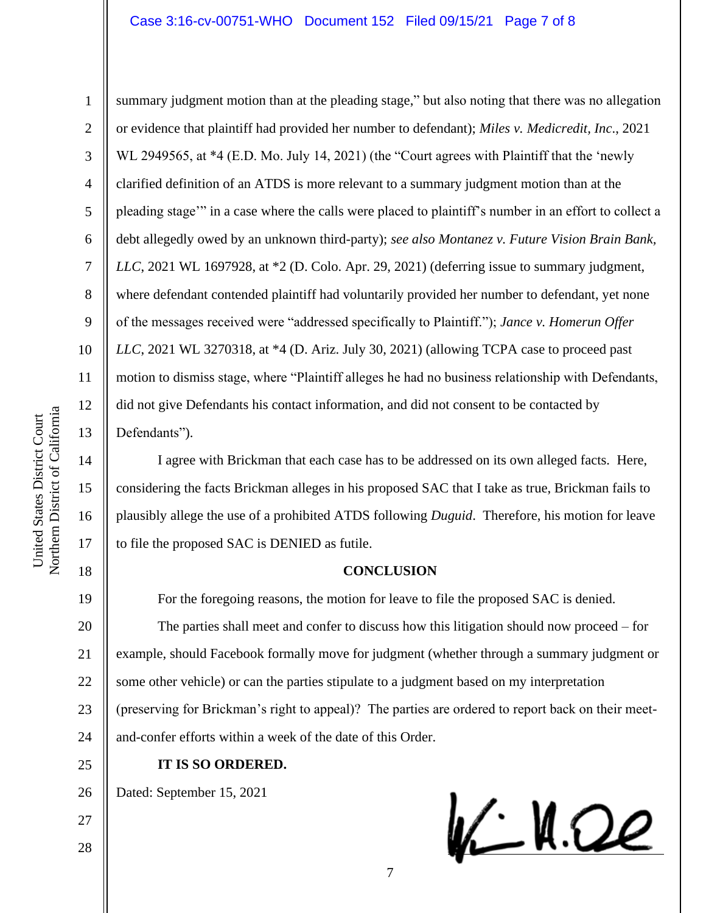summary judgment motion than at the pleading stage," but also noting that there was no allegation or evidence that plaintiff had provided her number to defendant); *Miles v. Medicredit, Inc*., 2021 WL 2949565, at *4 (E.D. Mo. July 14, 2021) (the "Court agrees with Plaintiff that the 'newly clarified definition of an ATDS is more relevant to a summary judgment motion than at the pleading stage'" in a case where the calls were placed to plaintiff's number in an effort to collect a debt allegedly owed by an unknown third-party); *see also Montanez v. Future Vision Brain Bank, LLC*, 2021 WL 1697928, at *2 (D. Colo. Apr. 29, 2021) (deferring issue to summary judgment, where defendant contended plaintiff had voluntarily provided her number to defendant, yet none of the messages received were "addressed specifically to Plaintiff."); *Jance v. Homerun Offer LLC*, 2021 WL 3270318, at *4 (D. Ariz. July 30, 2021) (allowing TCPA case to proceed past motion to dismiss stage, where "Plaintiff alleges he had no business relationship with Defendants, did not give Defendants his contact information, and did not consent to be contacted by Defendants").

I agree with Brickman that each case has to be addressed on its own alleged facts. Here, considering the facts Brickman alleges in his proposed SAC that I take as true, Brickman fails to plausibly allege the use of a prohibited ATDS following *Duguid*. Therefore, his motion for leave to file the proposed SAC is DENIED as futile.

**CONCLUSION**

For the foregoing reasons, the motion for leave to file the proposed SAC is denied.

The parties shall meet and confer to discuss how this litigation should now proceed – for example, should Facebook formally move for judgment (whether through a summary judgment or some other vehicle) or can the parties stipulate to a judgment based on my interpretation (preserving for Brickman's right to appeal)? The parties are ordered to report back on their meet-and-confer efforts within a week of the date of this Order.

**IT IS SO ORDERED.**

Dated: September 15, 2021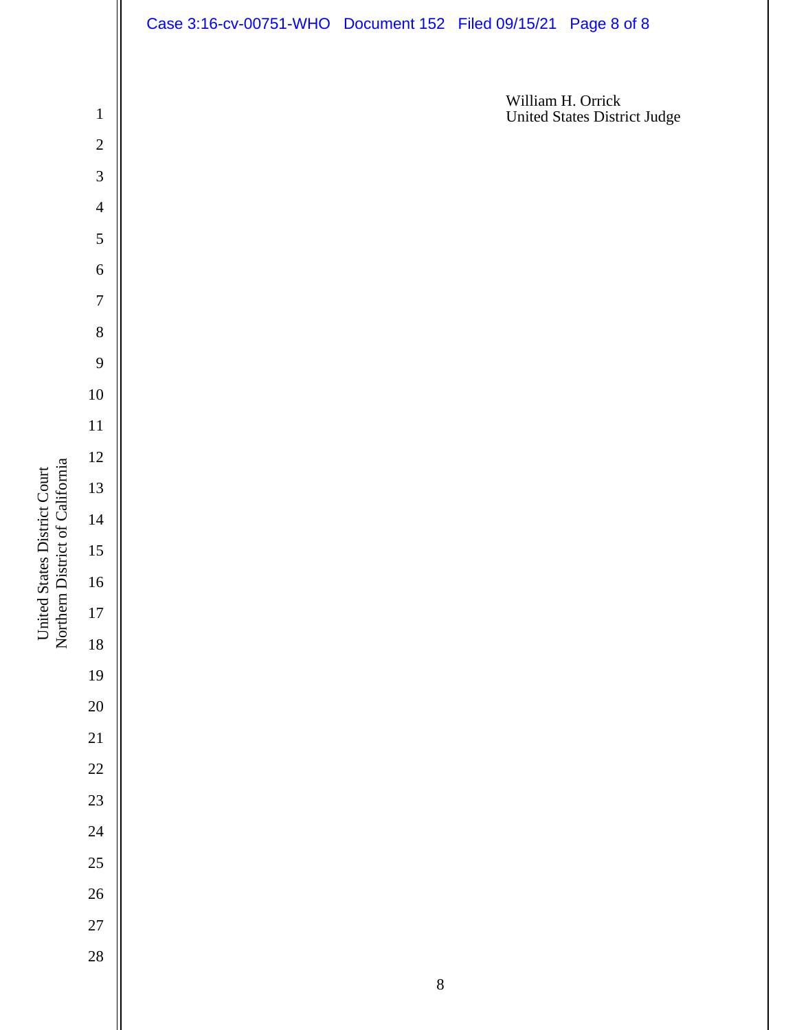William H. Orrick
United States District Judge